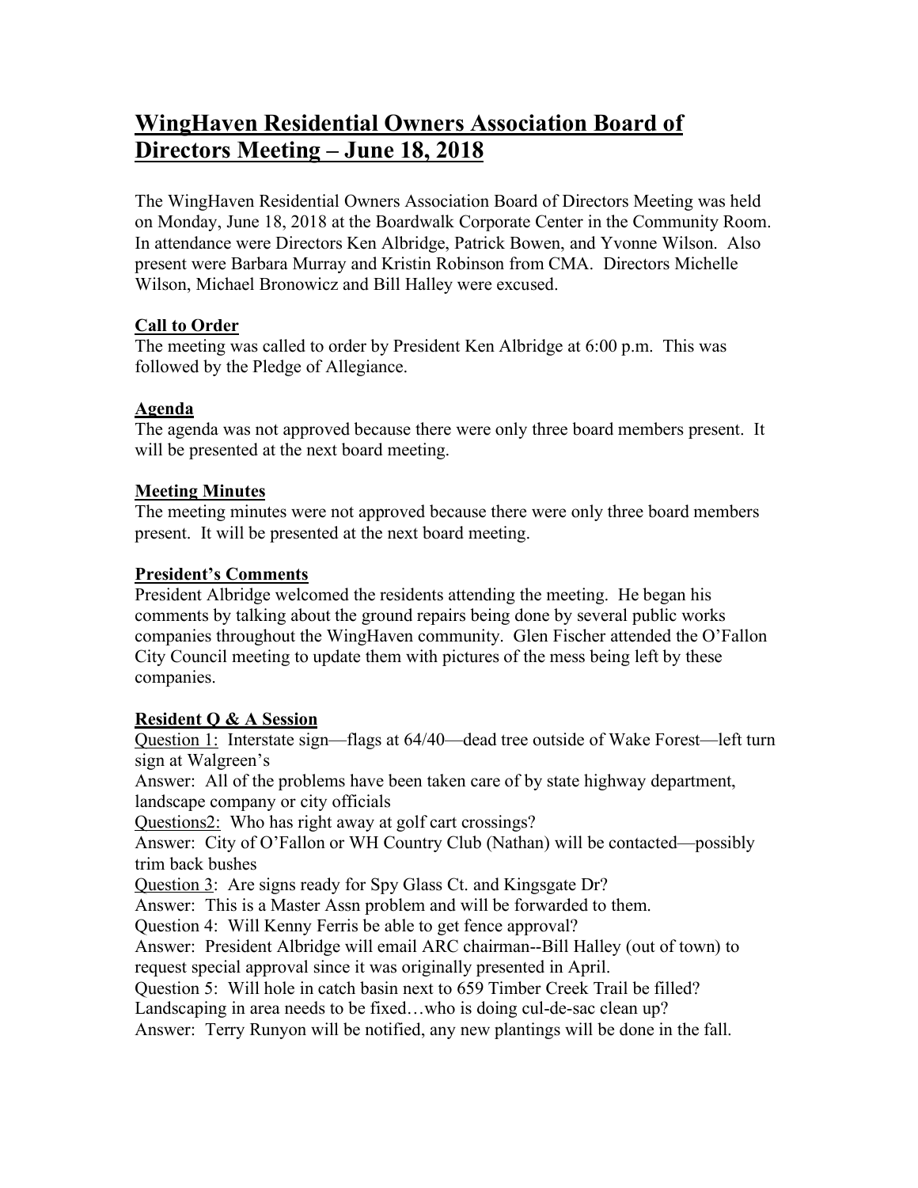# WingHaven Residential Owners Association Board of Directors Meeting – June 18, 2018

The WingHaven Residential Owners Association Board of Directors Meeting was held on Monday, June 18, 2018 at the Boardwalk Corporate Center in the Community Room. In attendance were Directors Ken Albridge, Patrick Bowen, and Yvonne Wilson. Also present were Barbara Murray and Kristin Robinson from CMA. Directors Michelle Wilson, Michael Bronowicz and Bill Halley were excused.

## Call to Order

The meeting was called to order by President Ken Albridge at 6:00 p.m. This was followed by the Pledge of Allegiance.

## Agenda

The agenda was not approved because there were only three board members present. It will be presented at the next board meeting.

## Meeting Minutes

The meeting minutes were not approved because there were only three board members present. It will be presented at the next board meeting.

## President's Comments

President Albridge welcomed the residents attending the meeting. He began his comments by talking about the ground repairs being done by several public works companies throughout the WingHaven community. Glen Fischer attended the O'Fallon City Council meeting to update them with pictures of the mess being left by these companies.

## Resident Q & A Session

Question 1: Interstate sign—flags at 64/40—dead tree outside of Wake Forest—left turn sign at Walgreen's

Answer: All of the problems have been taken care of by state highway department, landscape company or city officials

Questions2: Who has right away at golf cart crossings?

Answer: City of O'Fallon or WH Country Club (Nathan) will be contacted—possibly trim back bushes

Question 3: Are signs ready for Spy Glass Ct. and Kingsgate Dr?

Answer: This is a Master Assn problem and will be forwarded to them.

Question 4: Will Kenny Ferris be able to get fence approval?

Answer: President Albridge will email ARC chairman--Bill Halley (out of town) to request special approval since it was originally presented in April.

Question 5: Will hole in catch basin next to 659 Timber Creek Trail be filled? Landscaping in area needs to be fixed…who is doing cul-de-sac clean up?

Answer: Terry Runyon will be notified, any new plantings will be done in the fall.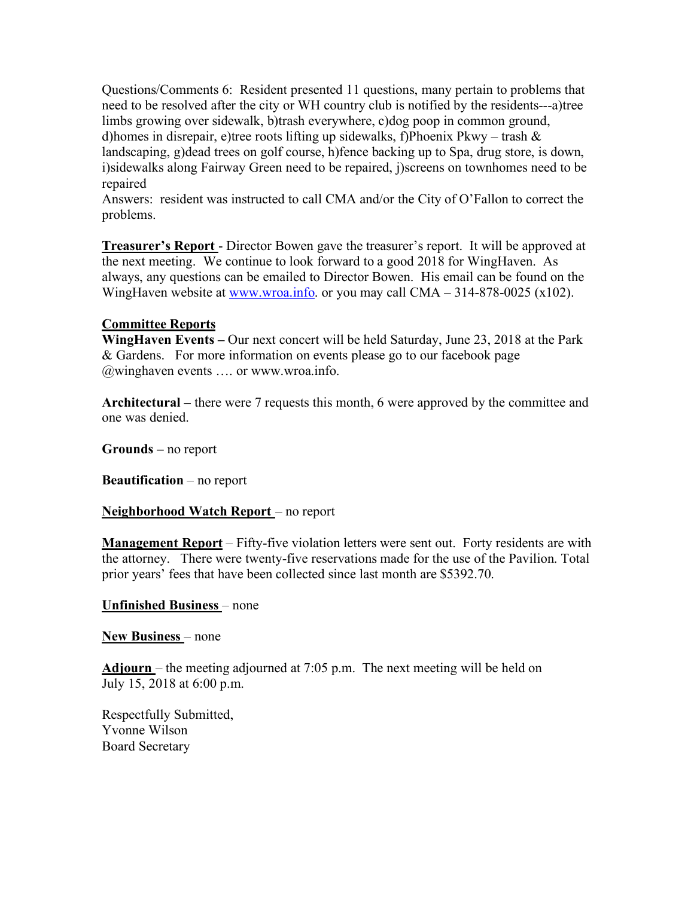Questions/Comments 6: Resident presented 11 questions, many pertain to problems that need to be resolved after the city or WH country club is notified by the residents---a)tree limbs growing over sidewalk, b)trash everywhere, c)dog poop in common ground, d)homes in disrepair, e)tree roots lifting up sidewalks, f)Phoenix Pkwy – trash & landscaping, g)dead trees on golf course, h)fence backing up to Spa, drug store, is down, i)sidewalks along Fairway Green need to be repaired, j)screens on townhomes need to be repaired

Answers: resident was instructed to call CMA and/or the City of O'Fallon to correct the problems.

**Treasurer's Report** - Director Bowen gave the treasurer's report. It will be approved at the next meeting. We continue to look forward to a good 2018 for WingHaven. As always, any questions can be emailed to Director Bowen. His email can be found on the WingHaven website at [www.wroa.info](http://www.wroa.info). or you may call CMA – 314-878-0025 (x102).

**Committee Reports**

**WingHaven Events –** Our next concert will be held Saturday, June 23, 2018 at the Park & Gardens. For more information on events please go to our facebook page @winghaven events …. or www.wroa.info.

**Architectural –** there were 7 requests this month, 6 were approved by the committee and one was denied.

**Grounds –** no report

**Beautification** – no report

**Neighborhood Watch Report** – no report

**Management Report** – Fifty-five violation letters were sent out. Forty residents are with the attorney. There were twenty-five reservations made for the use of the Pavilion. Total prior years' fees that have been collected since last month are $5392.70.

**Unfinished Business** – none

**New Business** – none

**Adjourn** – the meeting adjourned at 7:05 p.m. The next meeting will be held on July 15, 2018 at 6:00 p.m.

Respectfully Submitted,
Yvonne Wilson
Board Secretary